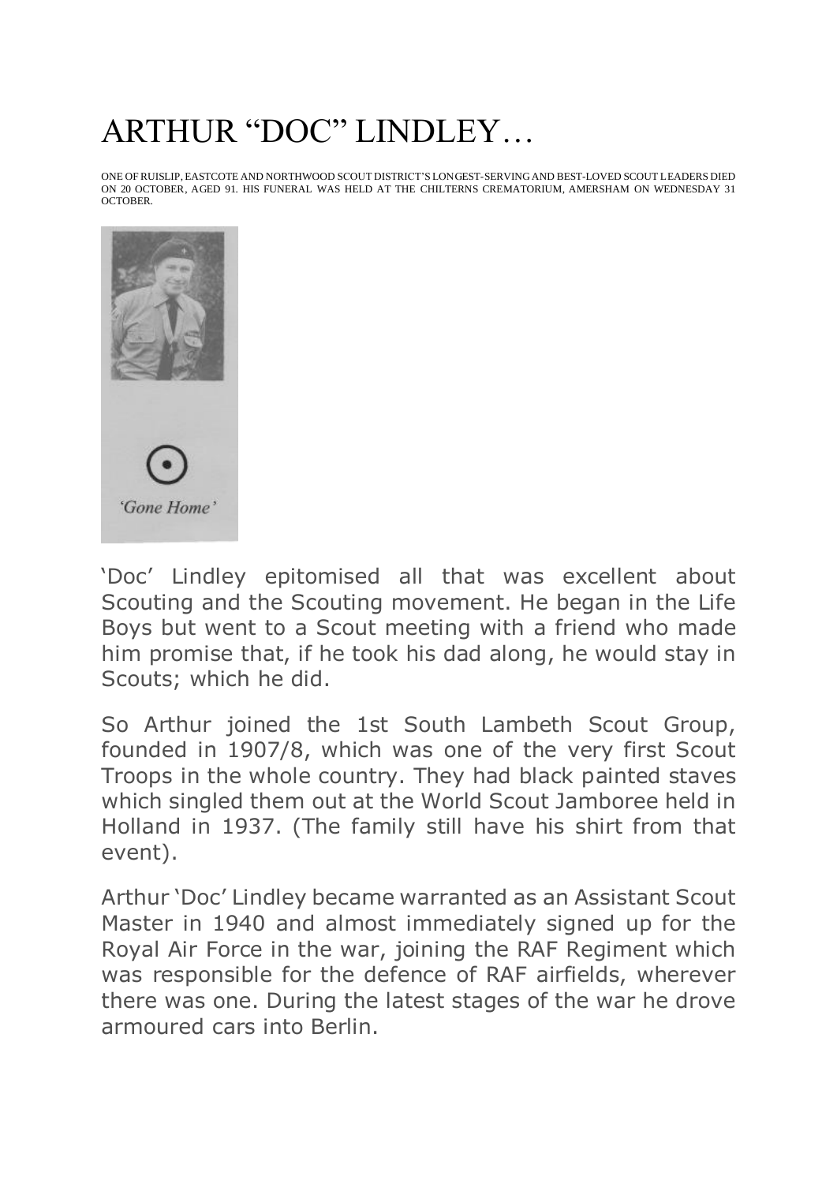# ARTHUR "DOC" LINDLEY…

ONE OF RUISLIP, EASTCOTE AND NORTHWOOD SCOUT DISTRICT'S LONGEST-SERVING AND BEST-LOVED SCOUT LEADERS DIED ON 20 OCTOBER, AGED 91. HIS FUNERAL WAS HELD AT THE CHILTERNS CREMATORIUM, AMERSHAM ON WEDNESDAY 31 OCTOBER.

*'Gone Home'*

'Doc' Lindley epitomised all that was excellent about Scouting and the Scouting movement. He began in the Life Boys but went to a Scout meeting with a friend who made him promise that, if he took his dad along, he would stay in Scouts; which he did.

So Arthur joined the 1st South Lambeth Scout Group, founded in 1907/8, which was one of the very first Scout Troops in the whole country. They had black painted staves which singled them out at the World Scout Jamboree held in Holland in 1937. (The family still have his shirt from that event).

Arthur 'Doc' Lindley became warranted as an Assistant Scout Master in 1940 and almost immediately signed up for the Royal Air Force in the war, joining the RAF Regiment which was responsible for the defence of RAF airfields, wherever there was one. During the latest stages of the war he drove armoured cars into Berlin.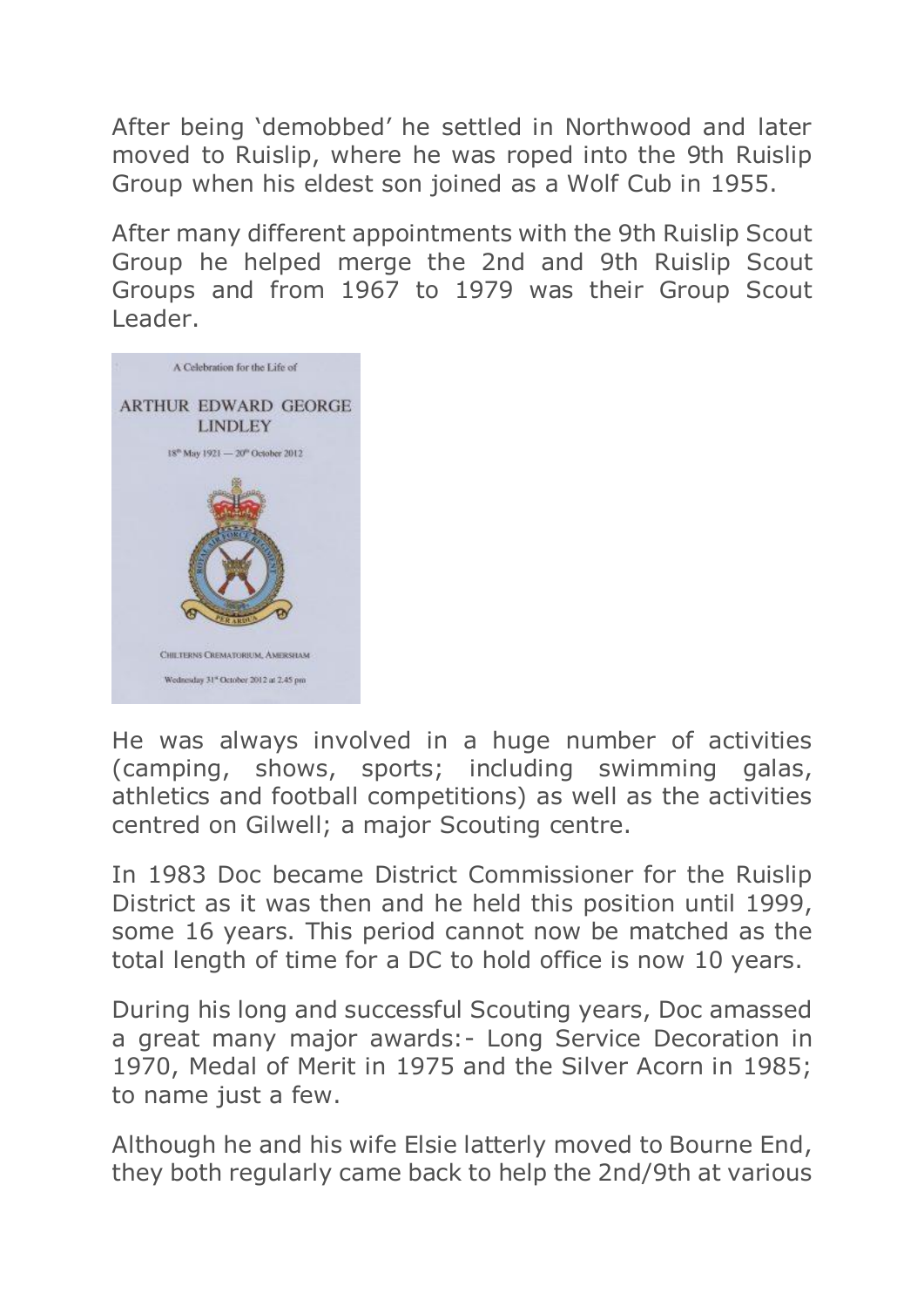After being 'demobbed' he settled in Northwood and later moved to Ruislip, where he was roped into the 9th Ruislip Group when his eldest son joined as a Wolf Cub in 1955.

After many different appointments with the 9th Ruislip Scout Group he helped merge the 2nd and 9th Ruislip Scout Groups and from 1967 to 1979 was their Group Scout Leader.

A Celebration for the Life of

ARTHUR EDWARD GEORGE LINDLEY

18th May 1921 — 20th October 2012

ROYAL AIR FORCE REGIMENT

PER ARDUA

CHILTERNS CREMATORIUM, AMERSHAM

Wednesday 31st October 2012 at 2.45 pm

He was always involved in a huge number of activities (camping, shows, sports; including swimming galas, athletics and football competitions) as well as the activities centred on Gilwell; a major Scouting centre.

In 1983 Doc became District Commissioner for the Ruislip District as it was then and he held this position until 1999, some 16 years. This period cannot now be matched as the total length of time for a DC to hold office is now 10 years.

During his long and successful Scouting years, Doc amassed a great many major awards:- Long Service Decoration in 1970, Medal of Merit in 1975 and the Silver Acorn in 1985; to name just a few.

Although he and his wife Elsie latterly moved to Bourne End, they both regularly came back to help the 2nd/9th at various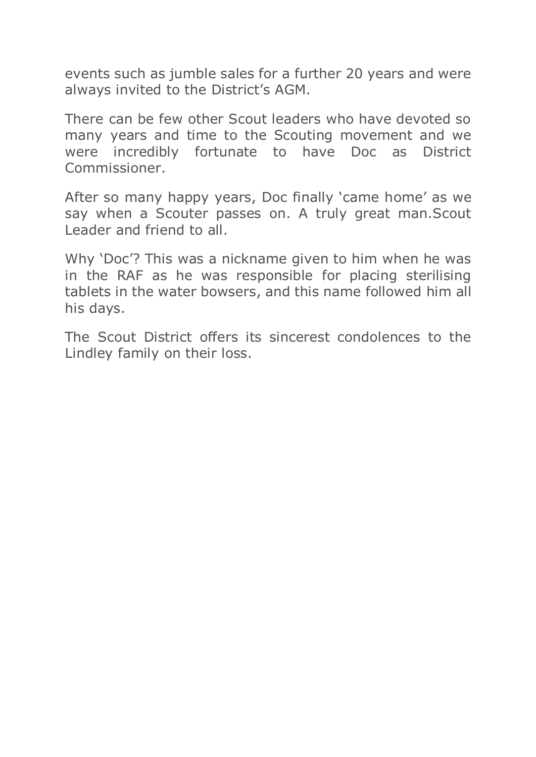events such as jumble sales for a further 20 years and were always invited to the District's AGM.

There can be few other Scout leaders who have devoted so many years and time to the Scouting movement and we were incredibly fortunate to have Doc as District Commissioner.

After so many happy years, Doc finally 'came home' as we say when a Scouter passes on. A truly great man.Scout Leader and friend to all.

Why 'Doc'? This was a nickname given to him when he was in the RAF as he was responsible for placing sterilising tablets in the water bowsers, and this name followed him all his days.

The Scout District offers its sincerest condolences to the Lindley family on their loss.